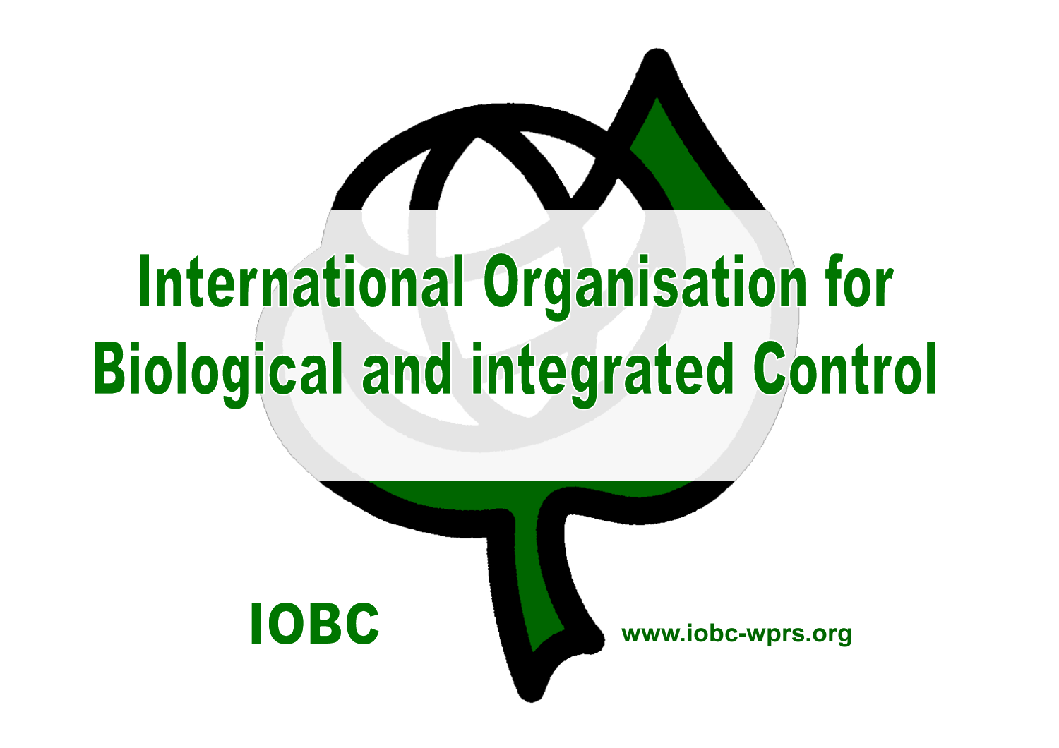# International Organisation for Biological and integrated Control

**IOBC**

**www.iobc-wprs.org**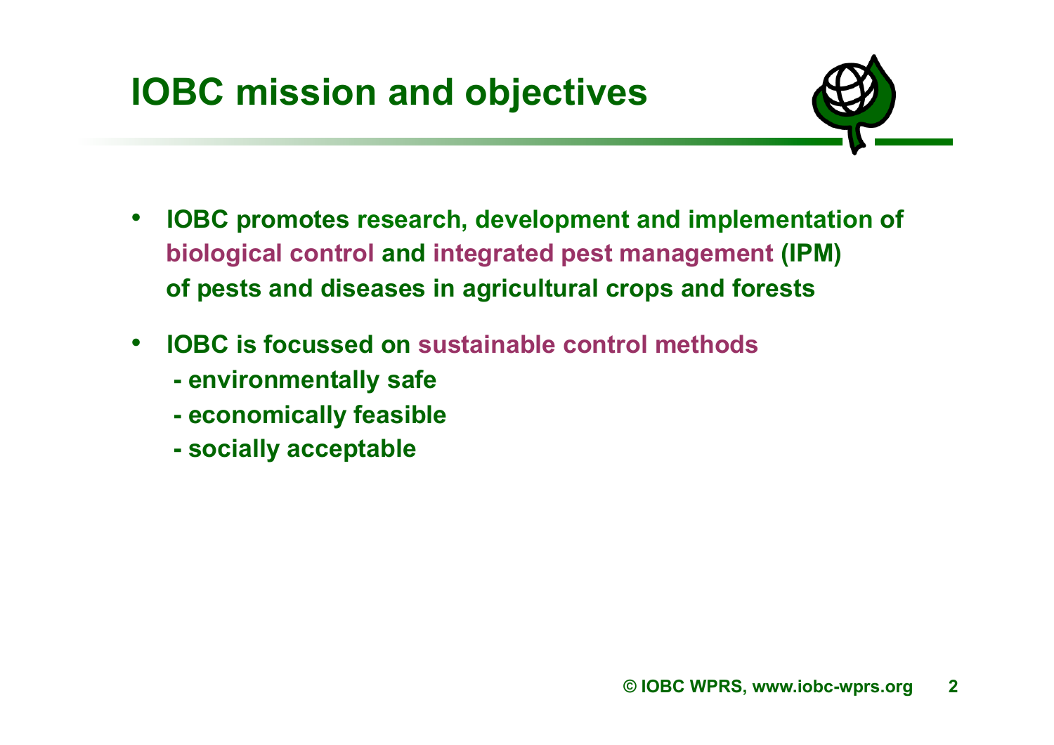# IOBC mission and objectives

- IOBC promotes research, development and implementation of biological control and integrated pest management (IPM) of pests and diseases in agricultural crops and forests

- IOBC is focussed on sustainable control methods
  - environmentally safe
  - economically feasible
  - socially acceptable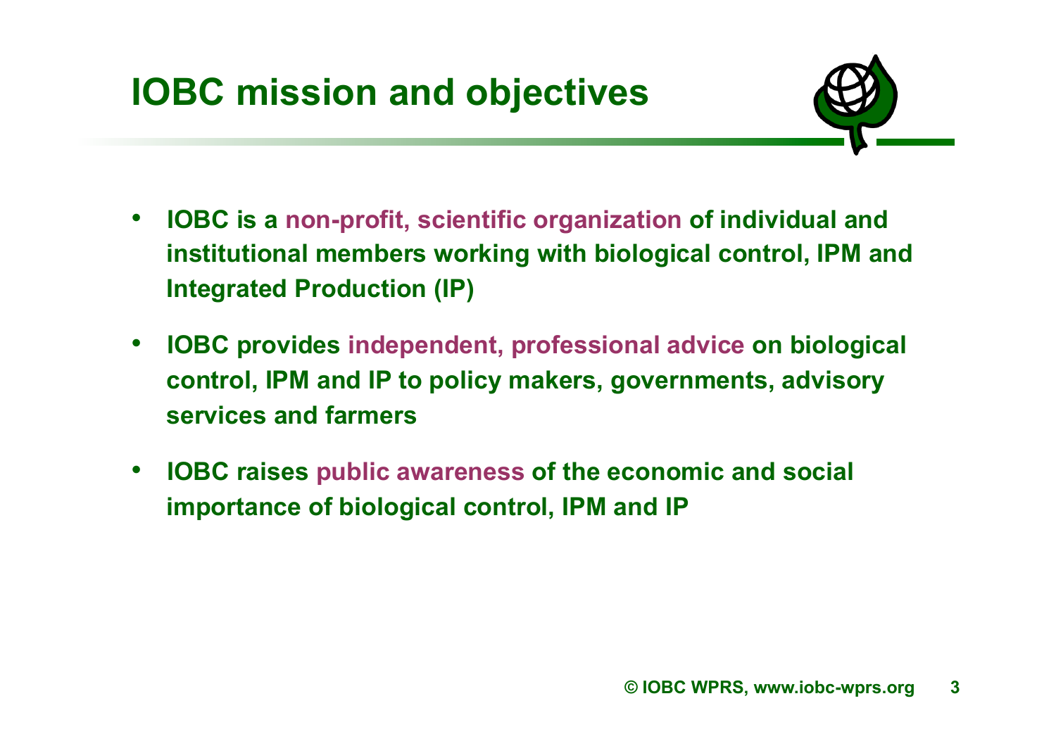# IOBC mission and objectives

- IOBC is a non-profit, scientific organization of individual and institutional members working with biological control, IPM and Integrated Production (IP)
- IOBC provides independent, professional advice on biological control, IPM and IP to policy makers, governments, advisory services and farmers
- IOBC raises public awareness of the economic and social importance of biological control, IPM and IP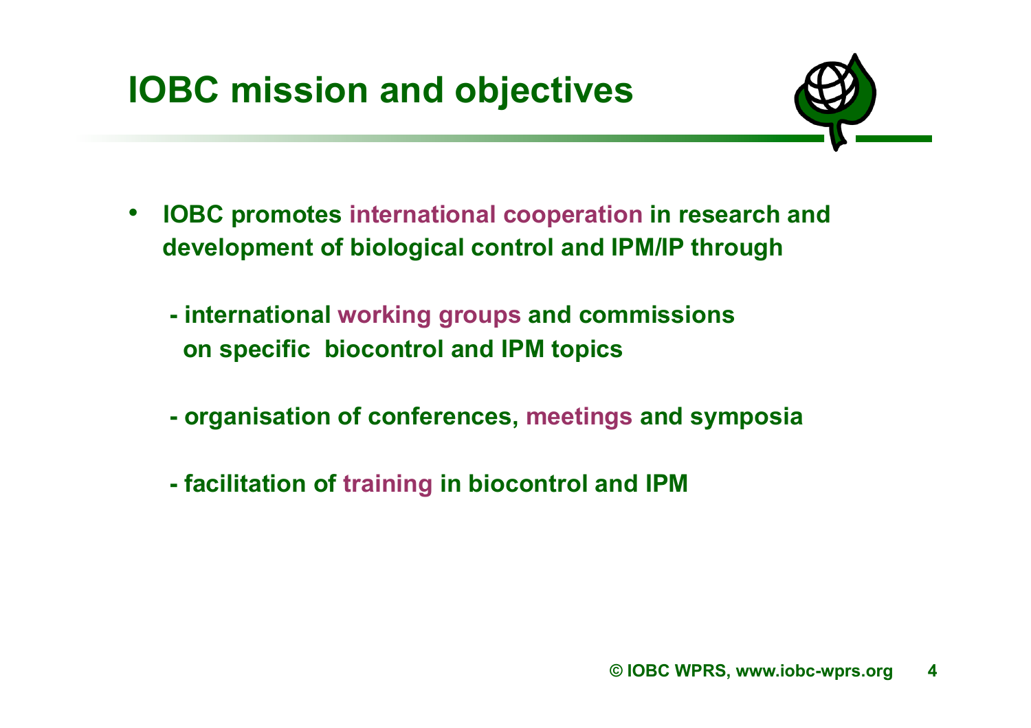# IOBC mission and objectives

- **IOBC promotes international cooperation in research and development of biological control and IPM/IP through**

  **- international working groups and commissions on specific biocontrol and IPM topics**

  **- organisation of conferences, meetings and symposia**

  **- facilitation of training in biocontrol and IPM**

**© IOBC WPRS, www.iobc-wprs.org**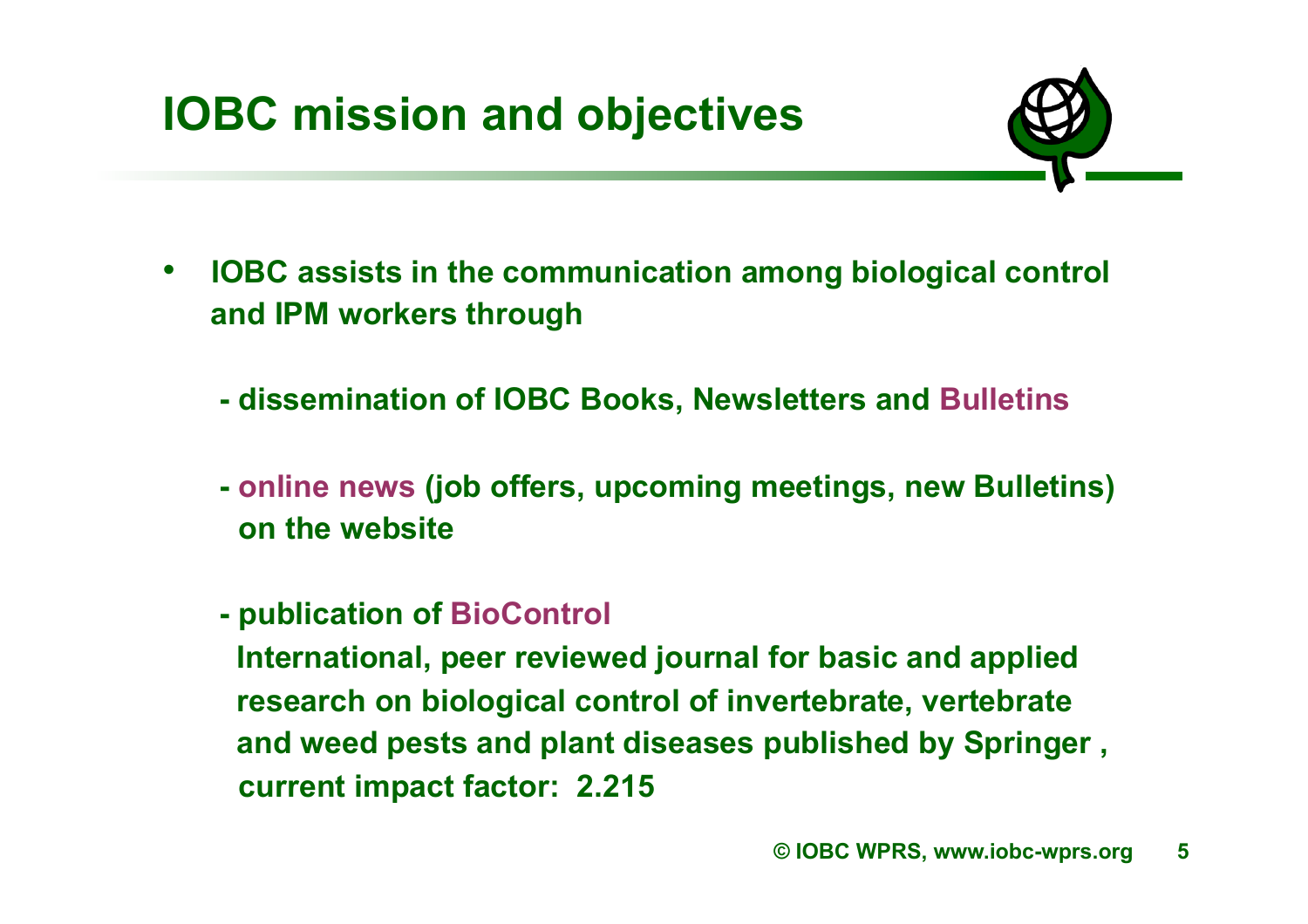# IOBC mission and objectives

- **IOBC assists in the communication among biological control and IPM workers through**

  - **dissemination of IOBC Books, Newsletters and Bulletins**

  - **online news (job offers, upcoming meetings, new Bulletins) on the website**

  - **publication of BioControl**
    **International, peer reviewed journal for basic and applied research on biological control of invertebrate, vertebrate and weed pests and plant diseases published by Springer , current impact factor: 2.215**

**© IOBC WPRS, www.iobc-wprs.org**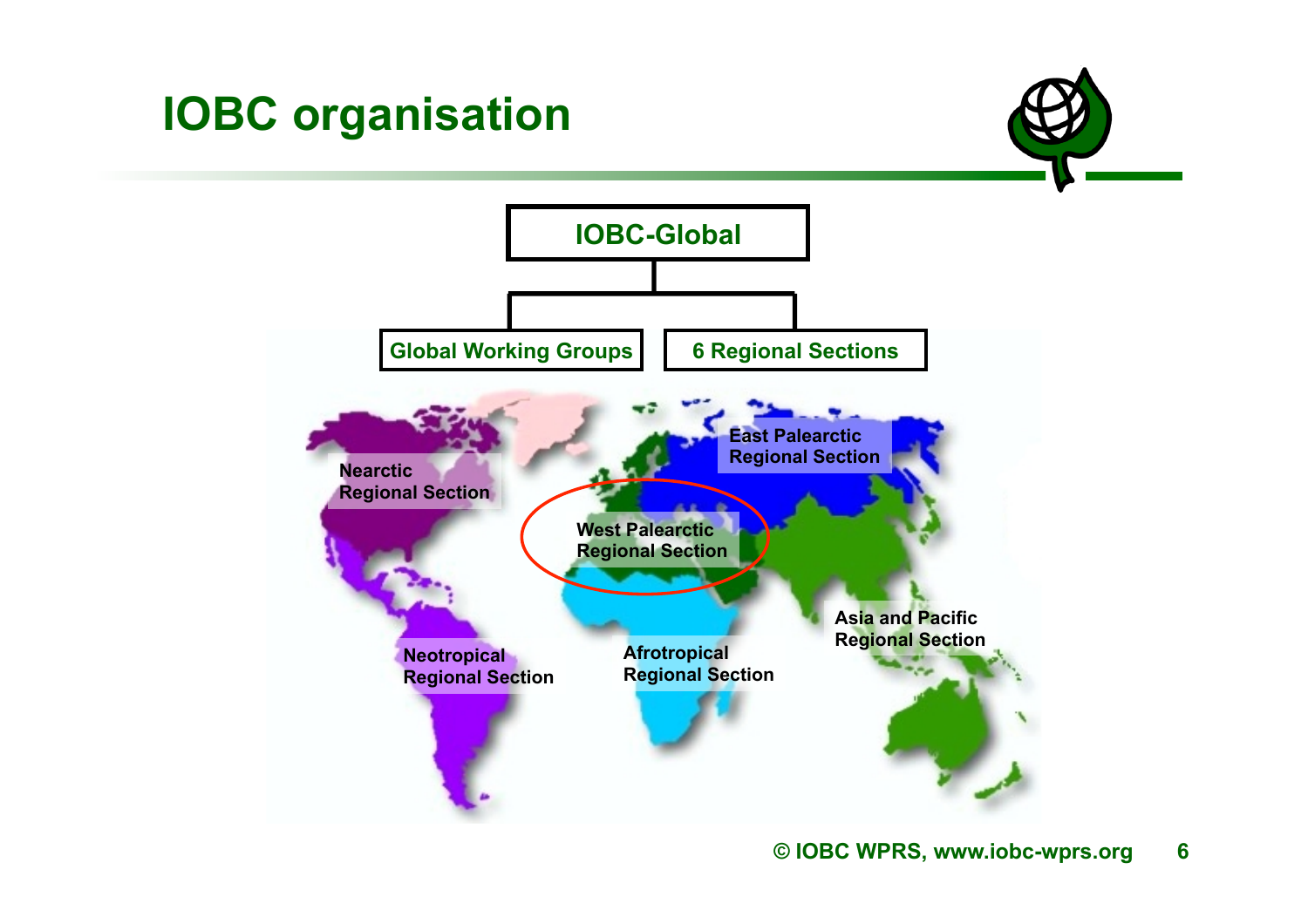# IOBC organisation

IOBC-Global

- Global Working Groups
- 6 Regional Sections

Nearctic Regional Section

East Palearctic Regional Section

West Palearctic Regional Section

Asia and Pacific Regional Section

Neotropical Regional Section

Afrotropical Regional Section

© IOBC WPRS, www.iobc-wprs.org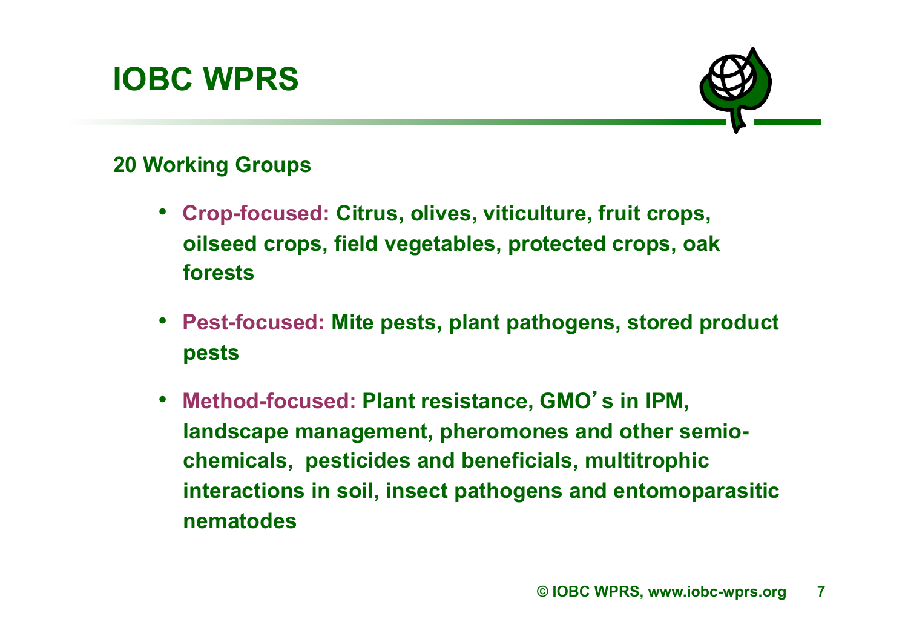# IOBC WPRS

## 20 Working Groups

- **Crop-focused:** Citrus, olives, viticulture, fruit crops, oilseed crops, field vegetables, protected crops, oak forests
- **Pest-focused:** Mite pests, plant pathogens, stored product pests
- **Method-focused:** Plant resistance, GMO's in IPM, landscape management, pheromones and other semio-chemicals, pesticides and beneficials, multitrophic interactions in soil, insect pathogens and entomoparasitic nematodes

© IOBC WPRS, www.iobc-wprs.org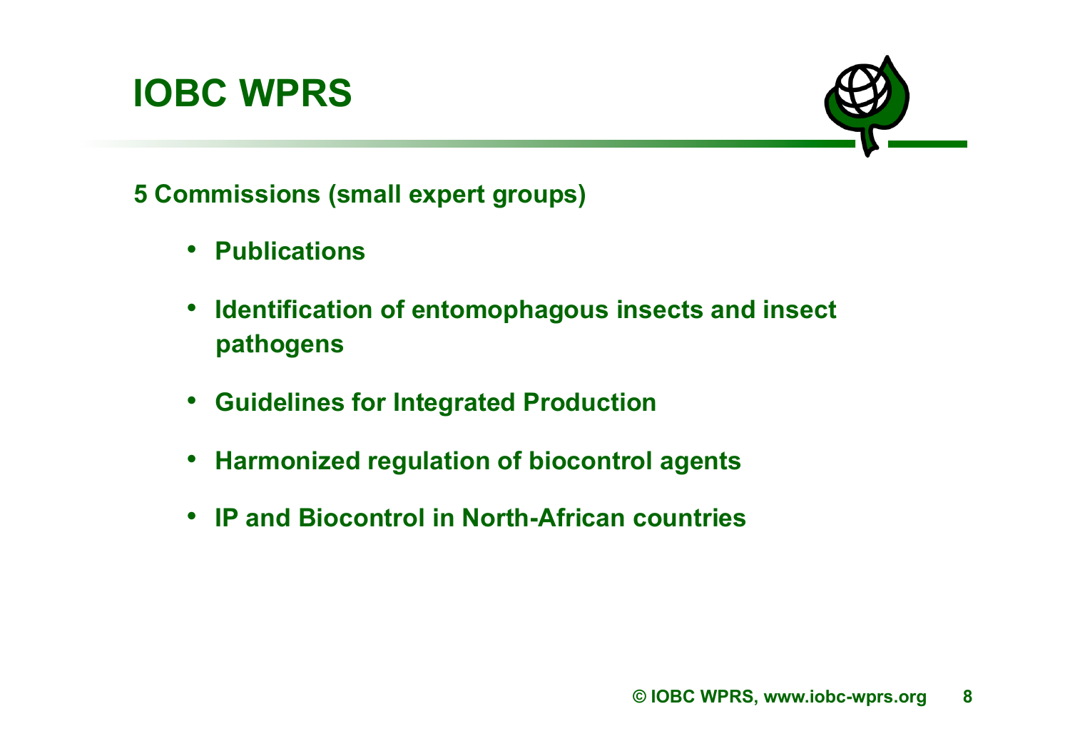# IOBC WPRS

5 Commissions (small expert groups)

- Publications
- Identification of entomophagous insects and insect pathogens
- Guidelines for Integrated Production
- Harmonized regulation of biocontrol agents
- IP and Biocontrol in North-African countries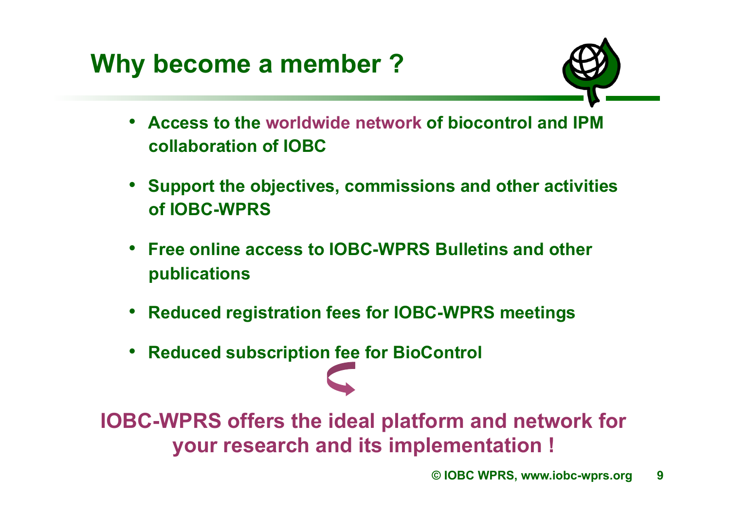# Why become a member ?

- Access to the worldwide network of biocontrol and IPM collaboration of IOBC
- Support the objectives, commissions and other activities of IOBC-WPRS
- Free online access to IOBC-WPRS Bulletins and other publications
- Reduced registration fees for IOBC-WPRS meetings
- Reduced subscription fee for BioControl

**IOBC-WPRS offers the ideal platform and network for your research and its implementation !**

© IOBC WPRS, www.iobc-wprs.org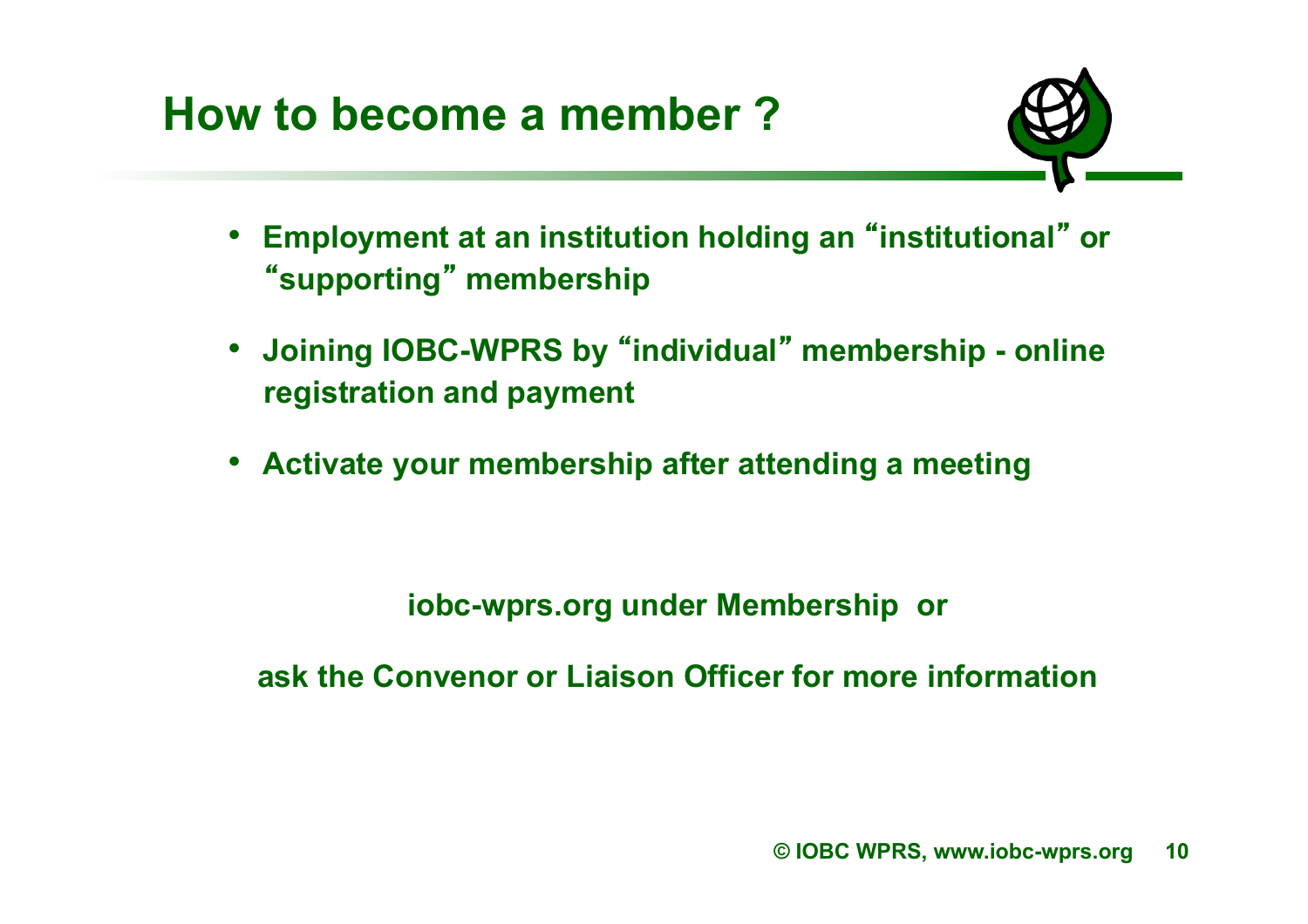# How to become a member ?

- Employment at an institution holding an “institutional” or “supporting” membership
- Joining IOBC-WPRS by “individual” membership - online registration and payment
- Activate your membership after attending a meeting

**iobc-wprs.org under Membership or**

**ask the Convenor or Liaison Officer for more information**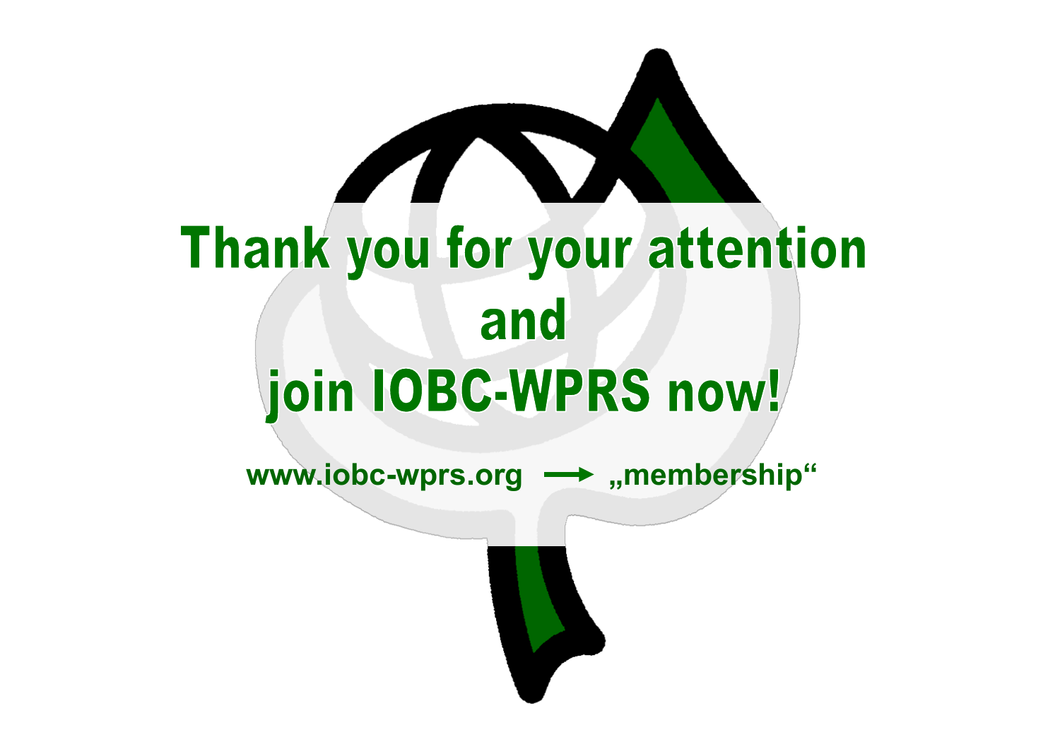# Thank you for your attention

# and

# join IOBC-WPRS now!

**www.iobc-wprs.org ⟶ „membership“**